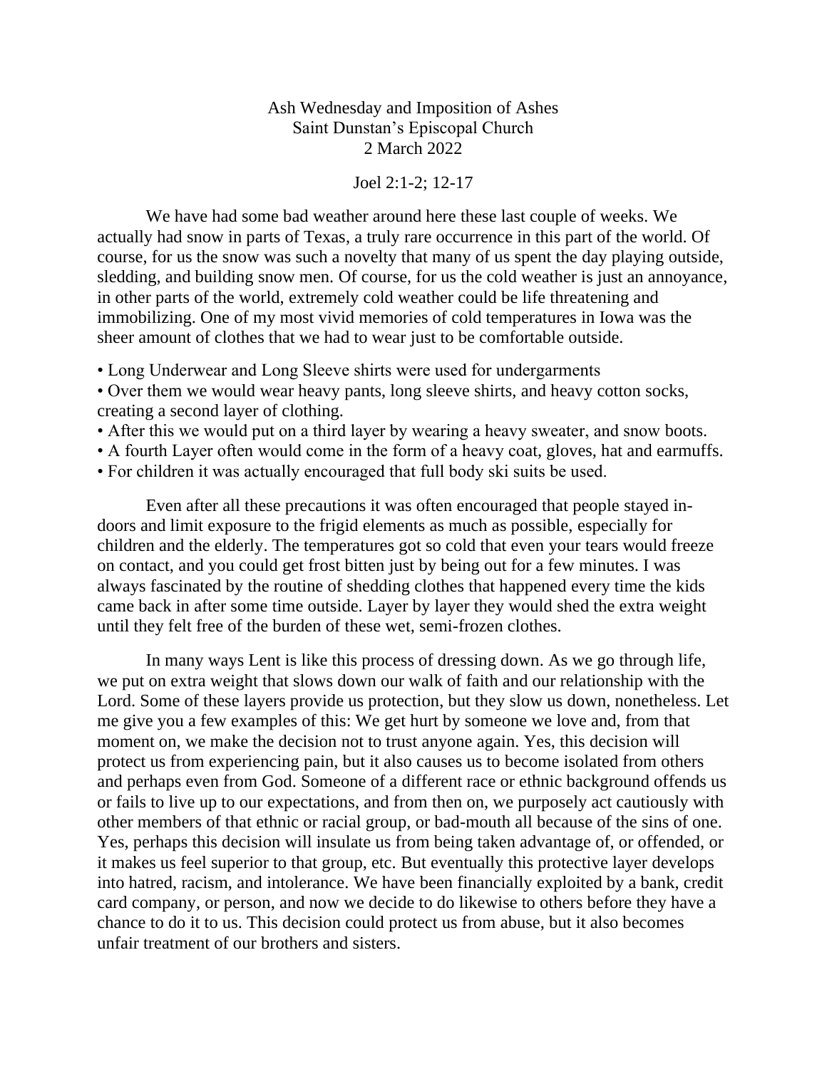Ash Wednesday and Imposition of Ashes
Saint Dunstan's Episcopal Church
2 March 2022

Joel 2:1-2; 12-17

We have had some bad weather around here these last couple of weeks. We actually had snow in parts of Texas, a truly rare occurrence in this part of the world. Of course, for us the snow was such a novelty that many of us spent the day playing outside, sledding, and building snow men. Of course, for us the cold weather is just an annoyance, in other parts of the world, extremely cold weather could be life threatening and immobilizing. One of my most vivid memories of cold temperatures in Iowa was the sheer amount of clothes that we had to wear just to be comfortable outside.

- Long Underwear and Long Sleeve shirts were used for undergarments
- Over them we would wear heavy pants, long sleeve shirts, and heavy cotton socks, creating a second layer of clothing.
- After this we would put on a third layer by wearing a heavy sweater, and snow boots.
- A fourth Layer often would come in the form of a heavy coat, gloves, hat and earmuffs.
- For children it was actually encouraged that full body ski suits be used.

Even after all these precautions it was often encouraged that people stayed in-doors and limit exposure to the frigid elements as much as possible, especially for children and the elderly. The temperatures got so cold that even your tears would freeze on contact, and you could get frost bitten just by being out for a few minutes. I was always fascinated by the routine of shedding clothes that happened every time the kids came back in after some time outside. Layer by layer they would shed the extra weight until they felt free of the burden of these wet, semi-frozen clothes.

In many ways Lent is like this process of dressing down. As we go through life, we put on extra weight that slows down our walk of faith and our relationship with the Lord. Some of these layers provide us protection, but they slow us down, nonetheless. Let me give you a few examples of this: We get hurt by someone we love and, from that moment on, we make the decision not to trust anyone again. Yes, this decision will protect us from experiencing pain, but it also causes us to become isolated from others and perhaps even from God. Someone of a different race or ethnic background offends us or fails to live up to our expectations, and from then on, we purposely act cautiously with other members of that ethnic or racial group, or bad-mouth all because of the sins of one. Yes, perhaps this decision will insulate us from being taken advantage of, or offended, or it makes us feel superior to that group, etc. But eventually this protective layer develops into hatred, racism, and intolerance. We have been financially exploited by a bank, credit card company, or person, and now we decide to do likewise to others before they have a chance to do it to us. This decision could protect us from abuse, but it also becomes unfair treatment of our brothers and sisters.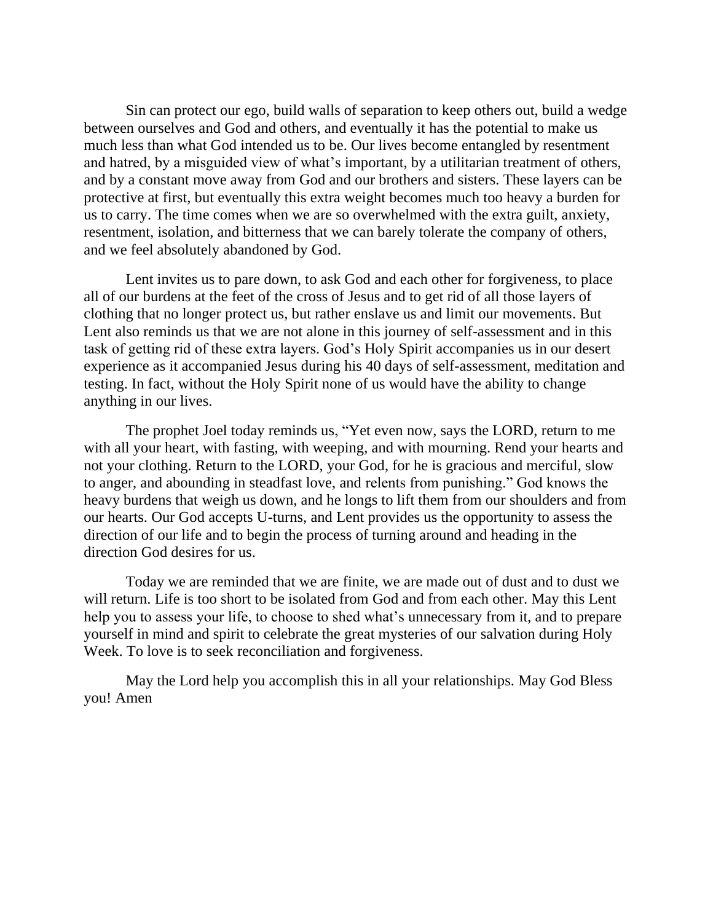Sin can protect our ego, build walls of separation to keep others out, build a wedge between ourselves and God and others, and eventually it has the potential to make us much less than what God intended us to be. Our lives become entangled by resentment and hatred, by a misguided view of what's important, by a utilitarian treatment of others, and by a constant move away from God and our brothers and sisters. These layers can be protective at first, but eventually this extra weight becomes much too heavy a burden for us to carry. The time comes when we are so overwhelmed with the extra guilt, anxiety, resentment, isolation, and bitterness that we can barely tolerate the company of others, and we feel absolutely abandoned by God.

Lent invites us to pare down, to ask God and each other for forgiveness, to place all of our burdens at the feet of the cross of Jesus and to get rid of all those layers of clothing that no longer protect us, but rather enslave us and limit our movements. But Lent also reminds us that we are not alone in this journey of self-assessment and in this task of getting rid of these extra layers. God's Holy Spirit accompanies us in our desert experience as it accompanied Jesus during his 40 days of self-assessment, meditation and testing. In fact, without the Holy Spirit none of us would have the ability to change anything in our lives.

The prophet Joel today reminds us, "Yet even now, says the LORD, return to me with all your heart, with fasting, with weeping, and with mourning. Rend your hearts and not your clothing. Return to the LORD, your God, for he is gracious and merciful, slow to anger, and abounding in steadfast love, and relents from punishing." God knows the heavy burdens that weigh us down, and he longs to lift them from our shoulders and from our hearts. Our God accepts U-turns, and Lent provides us the opportunity to assess the direction of our life and to begin the process of turning around and heading in the direction God desires for us.

Today we are reminded that we are finite, we are made out of dust and to dust we will return. Life is too short to be isolated from God and from each other. May this Lent help you to assess your life, to choose to shed what's unnecessary from it, and to prepare yourself in mind and spirit to celebrate the great mysteries of our salvation during Holy Week. To love is to seek reconciliation and forgiveness.

May the Lord help you accomplish this in all your relationships. May God Bless you! Amen